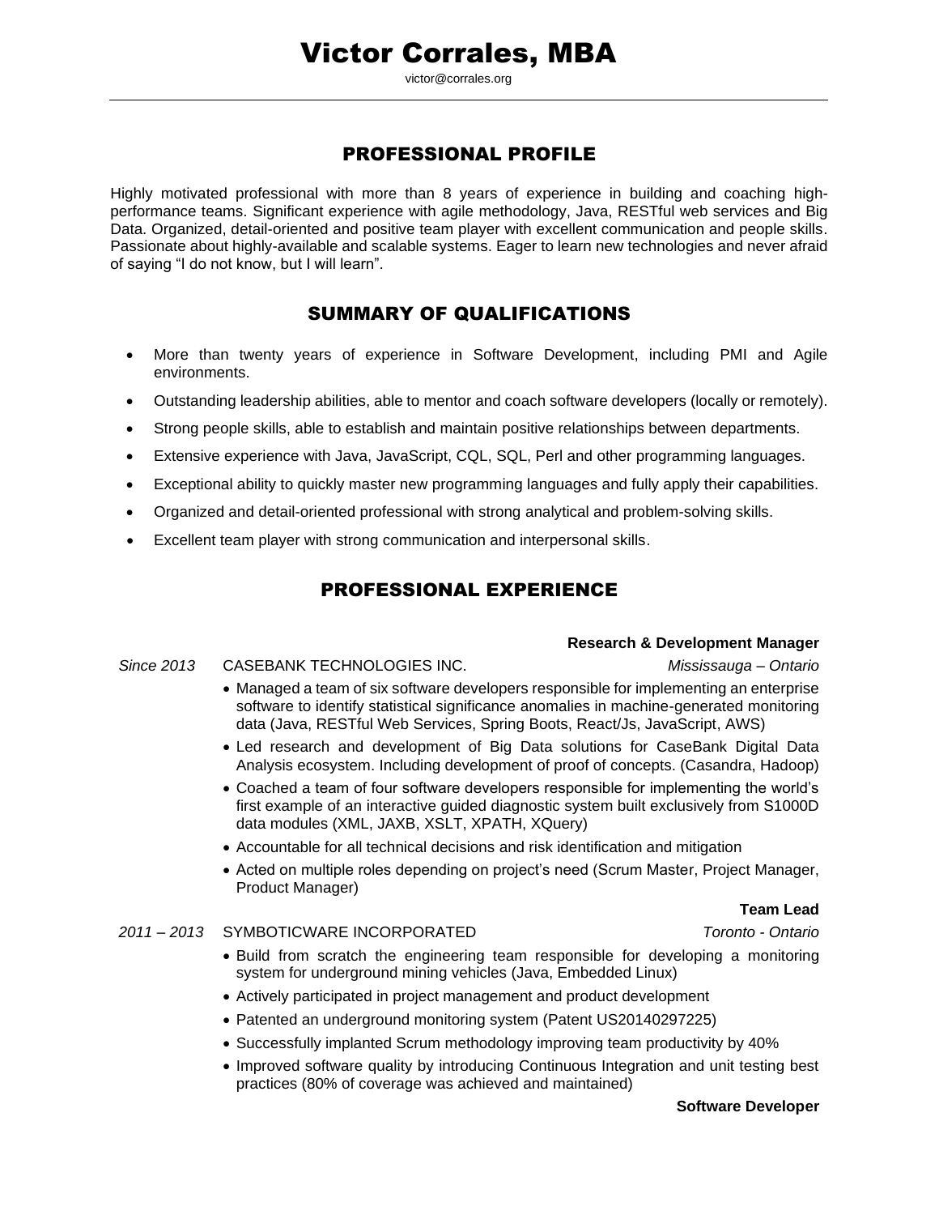# Victor Corrales, MBA

victor@corrales.org

## PROFESSIONAL PROFILE

Highly motivated professional with more than 8 years of experience in building and coaching high-performance teams. Significant experience with agile methodology, Java, RESTful web services and Big Data. Organized, detail-oriented and positive team player with excellent communication and people skills. Passionate about highly-available and scalable systems. Eager to learn new technologies and never afraid of saying "I do not know, but I will learn".

## SUMMARY OF QUALIFICATIONS

- More than twenty years of experience in Software Development, including PMI and Agile environments.
- Outstanding leadership abilities, able to mentor and coach software developers (locally or remotely).
- Strong people skills, able to establish and maintain positive relationships between departments.
- Extensive experience with Java, JavaScript, CQL, SQL, Perl and other programming languages.
- Exceptional ability to quickly master new programming languages and fully apply their capabilities.
- Organized and detail-oriented professional with strong analytical and problem-solving skills.
- Excellent team player with strong communication and interpersonal skills.

## PROFESSIONAL EXPERIENCE

**Research & Development Manager**

*Since 2013* CASEBANK TECHNOLOGIES INC. *Mississauga – Ontario*

- Managed a team of six software developers responsible for implementing an enterprise software to identify statistical significance anomalies in machine-generated monitoring data (Java, RESTful Web Services, Spring Boots, React/Js, JavaScript, AWS)
- Led research and development of Big Data solutions for CaseBank Digital Data Analysis ecosystem. Including development of proof of concepts. (Casandra, Hadoop)
- Coached a team of four software developers responsible for implementing the world's first example of an interactive guided diagnostic system built exclusively from S1000D data modules (XML, JAXB, XSLT, XPATH, XQuery)
- Accountable for all technical decisions and risk identification and mitigation
- Acted on multiple roles depending on project's need (Scrum Master, Project Manager, Product Manager)

**Team Lead**

*2011 – 2013* SYMBOTICWARE INCORPORATED *Toronto - Ontario*

- Build from scratch the engineering team responsible for developing a monitoring system for underground mining vehicles (Java, Embedded Linux)
- Actively participated in project management and product development
- Patented an underground monitoring system (Patent US20140297225)
- Successfully implanted Scrum methodology improving team productivity by 40%
- Improved software quality by introducing Continuous Integration and unit testing best practices (80% of coverage was achieved and maintained)

**Software Developer**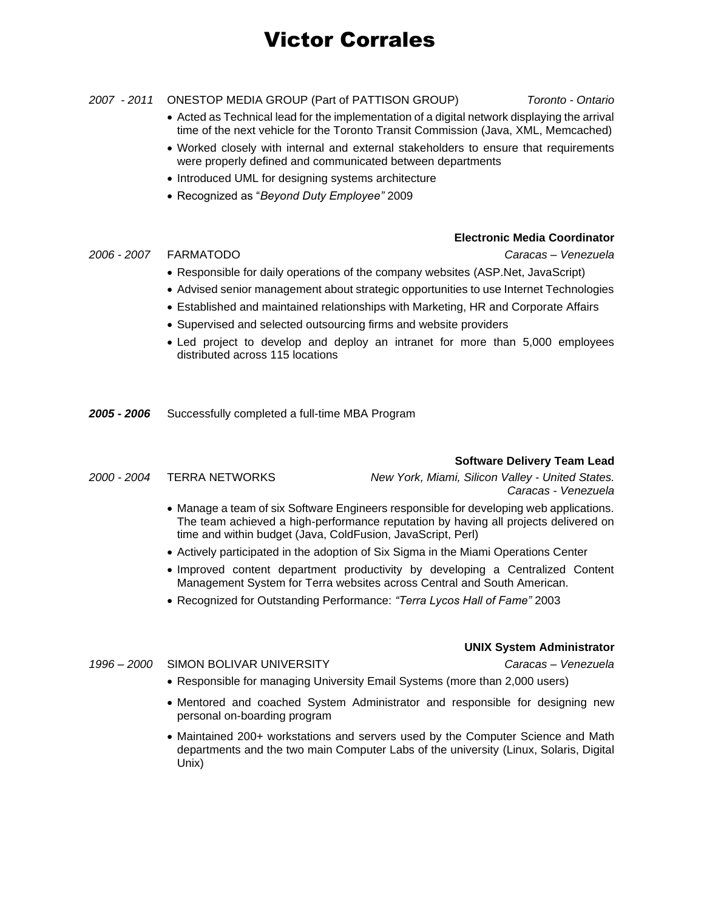# Victor Corrales

*2007 - 2011* ONESTOP MEDIA GROUP (Part of PATTISON GROUP) *Toronto - Ontario*

- Acted as Technical lead for the implementation of a digital network displaying the arrival time of the next vehicle for the Toronto Transit Commission (Java, XML, Memcached)
- Worked closely with internal and external stakeholders to ensure that requirements were properly defined and communicated between departments
- Introduced UML for designing systems architecture
- Recognized as "*Beyond Duty Employee"* 2009

**Electronic Media Coordinator**

*2006 - 2007* FARMATODO *Caracas – Venezuela*

- Responsible for daily operations of the company websites (ASP.Net, JavaScript)
- Advised senior management about strategic opportunities to use Internet Technologies
- Established and maintained relationships with Marketing, HR and Corporate Affairs
- Supervised and selected outsourcing firms and website providers
- Led project to develop and deploy an intranet for more than 5,000 employees distributed across 115 locations

***2005 - 2006*** Successfully completed a full-time MBA Program

**Software Delivery Team Lead**

*2000 - 2004* TERRA NETWORKS *New York, Miami, Silicon Valley - United States. Caracas - Venezuela*

- Manage a team of six Software Engineers responsible for developing web applications. The team achieved a high-performance reputation by having all projects delivered on time and within budget (Java, ColdFusion, JavaScript, Perl)
- Actively participated in the adoption of Six Sigma in the Miami Operations Center
- Improved content department productivity by developing a Centralized Content Management System for Terra websites across Central and South American.
- Recognized for Outstanding Performance: *"Terra Lycos Hall of Fame"* 2003

**UNIX System Administrator**

*1996 – 2000* SIMON BOLIVAR UNIVERSITY *Caracas – Venezuela*

- Responsible for managing University Email Systems (more than 2,000 users)
- Mentored and coached System Administrator and responsible for designing new personal on-boarding program
- Maintained 200+ workstations and servers used by the Computer Science and Math departments and the two main Computer Labs of the university (Linux, Solaris, Digital Unix)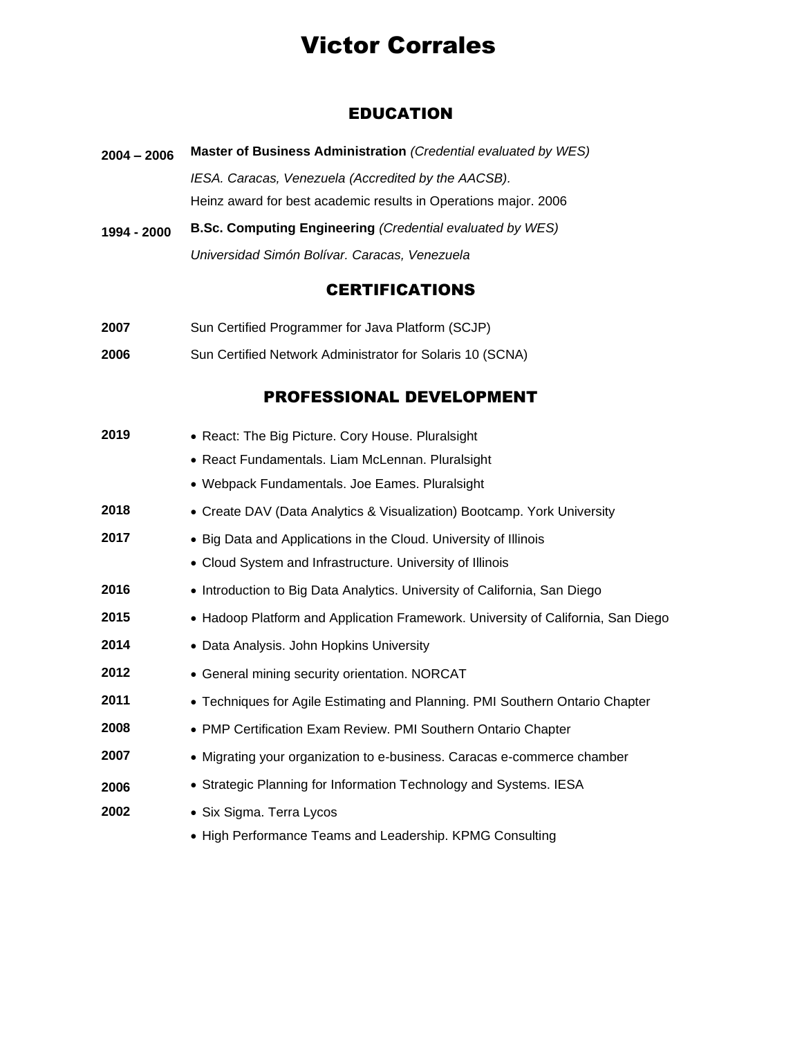# Victor Corrales

## EDUCATION

**2004 – 2006** **Master of Business Administration** *(Credential evaluated by WES)*

*IESA. Caracas, Venezuela (Accredited by the AACSB).*

Heinz award for best academic results in Operations major. 2006

**1994 - 2000** **B.Sc. Computing Engineering** *(Credential evaluated by WES)*

*Universidad Simón Bolívar. Caracas, Venezuela*

## CERTIFICATIONS

**2007** Sun Certified Programmer for Java Platform (SCJP)

**2006** Sun Certified Network Administrator for Solaris 10 (SCNA)

## PROFESSIONAL DEVELOPMENT

**2019**
- React: The Big Picture. Cory House. Pluralsight
- React Fundamentals. Liam McLennan. Pluralsight
- Webpack Fundamentals. Joe Eames. Pluralsight

**2018**
- Create DAV (Data Analytics & Visualization) Bootcamp. York University

**2017**
- Big Data and Applications in the Cloud. University of Illinois
- Cloud System and Infrastructure. University of Illinois

**2016**
- Introduction to Big Data Analytics. University of California, San Diego

**2015**
- Hadoop Platform and Application Framework. University of California, San Diego

**2014**
- Data Analysis. John Hopkins University

**2012**
- General mining security orientation. NORCAT

**2011**
- Techniques for Agile Estimating and Planning. PMI Southern Ontario Chapter

**2008**
- PMP Certification Exam Review. PMI Southern Ontario Chapter

**2007**
- Migrating your organization to e-business. Caracas e-commerce chamber

**2006**
- Strategic Planning for Information Technology and Systems. IESA

**2002**
- Six Sigma. Terra Lycos
- High Performance Teams and Leadership. KPMG Consulting